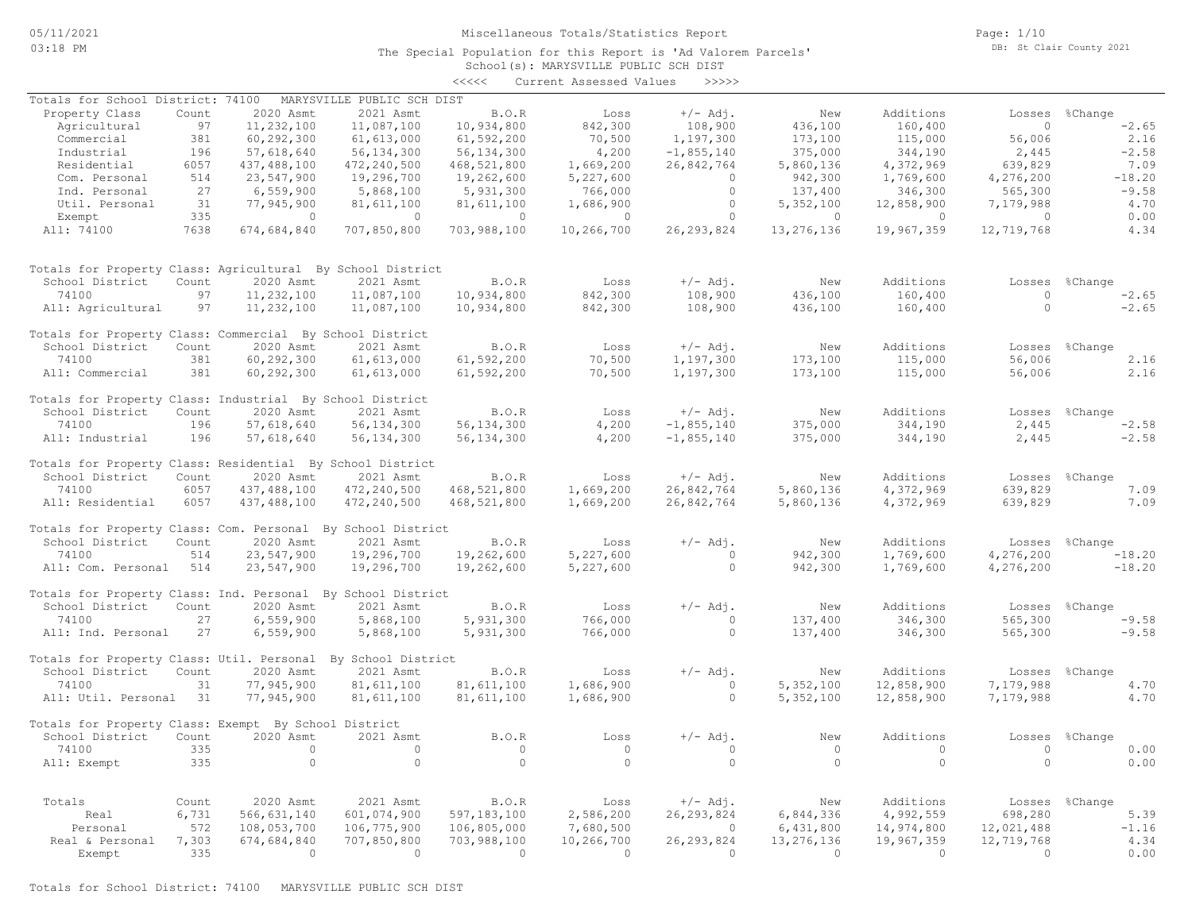Miscellaneous Totals/Statistics Report

The Special Population for this Report is 'Ad Valorem Parcels'

School(s): MARYSVILLE PUBLIC SCH DIST

<<<<< Current Assessed Values >>>>>

DB: St Clair County 2021

05/11/2021 03:18 PM

### Totals for School District: 74100 MARYSVILLE PUBLIC SCH DIST

| Property Class | Count | 2020 Asmt | 2021 Asmt | B.O.R | Loss | +/- Adj. | New | Additions | Losses | %Change |
|---|---|---|---|---|---|---|---|---|---|---|
| Agricultural | 97 | 11,232,100 | 11,087,100 | 10,934,800 | 842,300 | 108,900 | 436,100 | 160,400 | 0 | -2.65 |
| Commercial | 381 | 60,292,300 | 61,613,000 | 61,592,200 | 70,500 | 1,197,300 | 173,100 | 115,000 | 56,006 | 2.16 |
| Industrial | 196 | 57,618,640 | 56,134,300 | 56,134,300 | 4,200 | -1,855,140 | 375,000 | 344,190 | 2,445 | -2.58 |
| Residential | 6057 | 437,488,100 | 472,240,500 | 468,521,800 | 1,669,200 | 26,842,764 | 5,860,136 | 4,372,969 | 639,829 | 7.09 |
| Com. Personal | 514 | 23,547,900 | 19,296,700 | 19,262,600 | 5,227,600 | 0 | 942,300 | 1,769,600 | 4,276,200 | -18.20 |
| Ind. Personal | 27 | 6,559,900 | 5,868,100 | 5,931,300 | 766,000 | 0 | 137,400 | 346,300 | 565,300 | -9.58 |
| Util. Personal | 31 | 77,945,900 | 81,611,100 | 81,611,100 | 1,686,900 | 0 | 5,352,100 | 12,858,900 | 7,179,988 | 4.70 |
| Exempt | 335 | 0 | 0 | 0 | 0 | 0 | 0 | 0 | 0 | 0.00 |
| All: 74100 | 7638 | 674,684,840 | 707,850,800 | 703,988,100 | 10,266,700 | 26,293,824 | 13,276,136 | 19,967,359 | 12,719,768 | 4.34 |

### Totals for Property Class: Agricultural By School District

| School District | Count | 2020 Asmt | 2021 Asmt | B.O.R | Loss | +/- Adj. | New | Additions | Losses | %Change |
|---|---|---|---|---|---|---|---|---|---|---|
| 74100 | 97 | 11,232,100 | 11,087,100 | 10,934,800 | 842,300 | 108,900 | 436,100 | 160,400 | 0 | -2.65 |
| All: Agricultural | 97 | 11,232,100 | 11,087,100 | 10,934,800 | 842,300 | 108,900 | 436,100 | 160,400 | 0 | -2.65 |

### Totals for Property Class: Commercial By School District

| School District | Count | 2020 Asmt | 2021 Asmt | B.O.R | Loss | +/- Adj. | New | Additions | Losses | %Change |
|---|---|---|---|---|---|---|---|---|---|---|
| 74100 | 381 | 60,292,300 | 61,613,000 | 61,592,200 | 70,500 | 1,197,300 | 173,100 | 115,000 | 56,006 | 2.16 |
| All: Commercial | 381 | 60,292,300 | 61,613,000 | 61,592,200 | 70,500 | 1,197,300 | 173,100 | 115,000 | 56,006 | 2.16 |

### Totals for Property Class: Industrial By School District

| School District | Count | 2020 Asmt | 2021 Asmt | B.O.R | Loss | +/- Adj. | New | Additions | Losses | %Change |
|---|---|---|---|---|---|---|---|---|---|---|
| 74100 | 196 | 57,618,640 | 56,134,300 | 56,134,300 | 4,200 | -1,855,140 | 375,000 | 344,190 | 2,445 | -2.58 |
| All: Industrial | 196 | 57,618,640 | 56,134,300 | 56,134,300 | 4,200 | -1,855,140 | 375,000 | 344,190 | 2,445 | -2.58 |

### Totals for Property Class: Residential By School District

| School District | Count | 2020 Asmt | 2021 Asmt | B.O.R | Loss | +/- Adj. | New | Additions | Losses | %Change |
|---|---|---|---|---|---|---|---|---|---|---|
| 74100 | 6057 | 437,488,100 | 472,240,500 | 468,521,800 | 1,669,200 | 26,842,764 | 5,860,136 | 4,372,969 | 639,829 | 7.09 |
| All: Residential | 6057 | 437,488,100 | 472,240,500 | 468,521,800 | 1,669,200 | 26,842,764 | 5,860,136 | 4,372,969 | 639,829 | 7.09 |

### Totals for Property Class: Com. Personal By School District

| School District | Count | 2020 Asmt | 2021 Asmt | B.O.R | Loss | +/- Adj. | New | Additions | Losses | %Change |
|---|---|---|---|---|---|---|---|---|---|---|
| 74100 | 514 | 23,547,900 | 19,296,700 | 19,262,600 | 5,227,600 | 0 | 942,300 | 1,769,600 | 4,276,200 | -18.20 |
| All: Com. Personal | 514 | 23,547,900 | 19,296,700 | 19,262,600 | 5,227,600 | 0 | 942,300 | 1,769,600 | 4,276,200 | -18.20 |

### Totals for Property Class: Ind. Personal By School District

| School District | Count | 2020 Asmt | 2021 Asmt | B.O.R | Loss | +/- Adj. | New | Additions | Losses | %Change |
|---|---|---|---|---|---|---|---|---|---|---|
| 74100 | 27 | 6,559,900 | 5,868,100 | 5,931,300 | 766,000 | 0 | 137,400 | 346,300 | 565,300 | -9.58 |
| All: Ind. Personal | 27 | 6,559,900 | 5,868,100 | 5,931,300 | 766,000 | 0 | 137,400 | 346,300 | 565,300 | -9.58 |

### Totals for Property Class: Util. Personal By School District

| School District | Count | 2020 Asmt | 2021 Asmt | B.O.R | Loss | +/- Adj. | New | Additions | Losses | %Change |
|---|---|---|---|---|---|---|---|---|---|---|
| 74100 | 31 | 77,945,900 | 81,611,100 | 81,611,100 | 1,686,900 | 0 | 5,352,100 | 12,858,900 | 7,179,988 | 4.70 |
| All: Util. Personal | 31 | 77,945,900 | 81,611,100 | 81,611,100 | 1,686,900 | 0 | 5,352,100 | 12,858,900 | 7,179,988 | 4.70 |

### Totals for Property Class: Exempt By School District

| School District | Count | 2020 Asmt | 2021 Asmt | B.O.R | Loss | +/- Adj. | New | Additions | Losses | %Change |
|---|---|---|---|---|---|---|---|---|---|---|
| 74100 | 335 | 0 | 0 | 0 | 0 | 0 | 0 | 0 | 0 | 0.00 |
| All: Exempt | 335 | 0 | 0 | 0 | 0 | 0 | 0 | 0 | 0 | 0.00 |

### Totals

| Totals | Count | 2020 Asmt | 2021 Asmt | B.O.R | Loss | +/- Adj. | New | Additions | Losses | %Change |
|---|---|---|---|---|---|---|---|---|---|---|
| Real | 6,731 | 566,631,140 | 601,074,900 | 597,183,100 | 2,586,200 | 26,293,824 | 6,844,336 | 4,992,559 | 698,280 | 5.39 |
| Personal | 572 | 108,053,700 | 106,775,900 | 106,805,000 | 7,680,500 | 0 | 6,431,800 | 14,974,800 | 12,021,488 | -1.16 |
| Real & Personal | 7,303 | 674,684,840 | 707,850,800 | 703,988,100 | 10,266,700 | 26,293,824 | 13,276,136 | 19,967,359 | 12,719,768 | 4.34 |
| Exempt | 335 | 0 | 0 | 0 | 0 | 0 | 0 | 0 | 0 | 0.00 |

Totals for School District: 74100 MARYSVILLE PUBLIC SCH DIST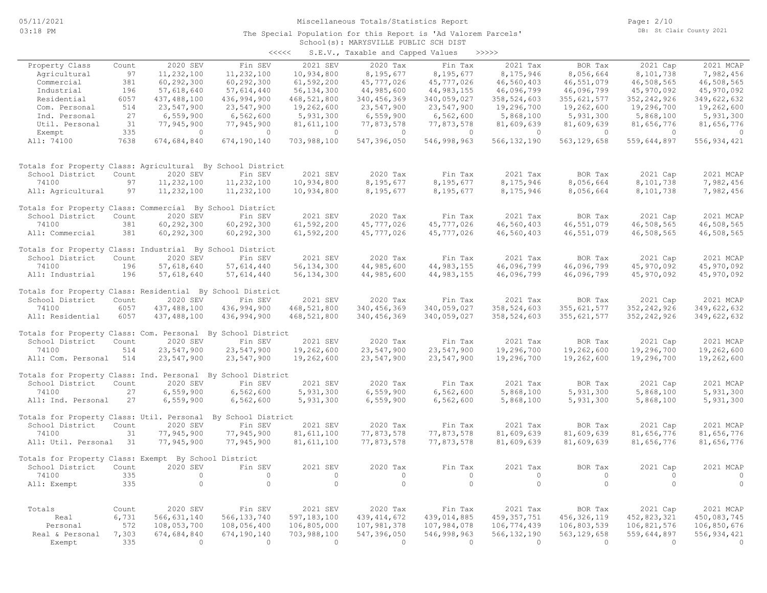# Miscellaneous Totals/Statistics Report

The Special Population for this Report is 'Ad Valorem Parcels'

School(s): MARYSVILLE PUBLIC SCH DIST

<<<<< S.E.V., Taxable and Capped Values >>>>>

| Property Class | Count | 2020 SEV | Fin SEV | 2021 SEV | 2020 Tax | Fin Tax | 2021 Tax | BOR Tax | 2021 Cap | 2021 MCAP |
|---|---|---|---|---|---|---|---|---|---|---|
| Agricultural | 97 | 11,232,100 | 11,232,100 | 10,934,800 | 8,195,677 | 8,195,677 | 8,175,946 | 8,056,664 | 8,101,738 | 7,982,456 |
| Commercial | 381 | 60,292,300 | 60,292,300 | 61,592,200 | 45,777,026 | 45,777,026 | 46,560,403 | 46,551,079 | 46,508,565 | 46,508,565 |
| Industrial | 196 | 57,618,640 | 57,614,440 | 56,134,300 | 44,985,600 | 44,983,155 | 46,096,799 | 46,096,799 | 45,970,092 | 45,970,092 |
| Residential | 6057 | 437,488,100 | 436,994,900 | 468,521,800 | 340,456,369 | 340,059,027 | 358,524,603 | 355,621,577 | 352,242,926 | 349,622,632 |
| Com. Personal | 514 | 23,547,900 | 23,547,900 | 19,262,600 | 23,547,900 | 23,547,900 | 19,296,700 | 19,262,600 | 19,296,700 | 19,262,600 |
| Ind. Personal | 27 | 6,559,900 | 6,562,600 | 5,931,300 | 6,559,900 | 6,562,600 | 5,868,100 | 5,931,300 | 5,868,100 | 5,931,300 |
| Util. Personal | 31 | 77,945,900 | 77,945,900 | 81,611,100 | 77,873,578 | 77,873,578 | 81,609,639 | 81,609,639 | 81,656,776 | 81,656,776 |
| Exempt | 335 | 0 | 0 | 0 | 0 | 0 | 0 | 0 | 0 | 0 |
| All: 74100 | 7638 | 674,684,840 | 674,190,140 | 703,988,100 | 547,396,050 | 546,998,963 | 566,132,190 | 563,129,658 | 559,644,897 | 556,934,421 |

Totals for Property Class: Agricultural By School District

| School District | Count | 2020 SEV | Fin SEV | 2021 SEV | 2020 Tax | Fin Tax | 2021 Tax | BOR Tax | 2021 Cap | 2021 MCAP |
|---|---|---|---|---|---|---|---|---|---|---|
| 74100 | 97 | 11,232,100 | 11,232,100 | 10,934,800 | 8,195,677 | 8,195,677 | 8,175,946 | 8,056,664 | 8,101,738 | 7,982,456 |
| All: Agricultural | 97 | 11,232,100 | 11,232,100 | 10,934,800 | 8,195,677 | 8,195,677 | 8,175,946 | 8,056,664 | 8,101,738 | 7,982,456 |

Totals for Property Class: Commercial By School District

| School District | Count | 2020 SEV | Fin SEV | 2021 SEV | 2020 Tax | Fin Tax | 2021 Tax | BOR Tax | 2021 Cap | 2021 MCAP |
|---|---|---|---|---|---|---|---|---|---|---|
| 74100 | 381 | 60,292,300 | 60,292,300 | 61,592,200 | 45,777,026 | 45,777,026 | 46,560,403 | 46,551,079 | 46,508,565 | 46,508,565 |
| All: Commercial | 381 | 60,292,300 | 60,292,300 | 61,592,200 | 45,777,026 | 45,777,026 | 46,560,403 | 46,551,079 | 46,508,565 | 46,508,565 |

Totals for Property Class: Industrial By School District

| School District | Count | 2020 SEV | Fin SEV | 2021 SEV | 2020 Tax | Fin Tax | 2021 Tax | BOR Tax | 2021 Cap | 2021 MCAP |
|---|---|---|---|---|---|---|---|---|---|---|
| 74100 | 196 | 57,618,640 | 57,614,440 | 56,134,300 | 44,985,600 | 44,983,155 | 46,096,799 | 46,096,799 | 45,970,092 | 45,970,092 |
| All: Industrial | 196 | 57,618,640 | 57,614,440 | 56,134,300 | 44,985,600 | 44,983,155 | 46,096,799 | 46,096,799 | 45,970,092 | 45,970,092 |

Totals for Property Class: Residential By School District

| School District | Count | 2020 SEV | Fin SEV | 2021 SEV | 2020 Tax | Fin Tax | 2021 Tax | BOR Tax | 2021 Cap | 2021 MCAP |
|---|---|---|---|---|---|---|---|---|---|---|
| 74100 | 6057 | 437,488,100 | 436,994,900 | 468,521,800 | 340,456,369 | 340,059,027 | 358,524,603 | 355,621,577 | 352,242,926 | 349,622,632 |
| All: Residential | 6057 | 437,488,100 | 436,994,900 | 468,521,800 | 340,456,369 | 340,059,027 | 358,524,603 | 355,621,577 | 352,242,926 | 349,622,632 |

Totals for Property Class: Com. Personal By School District

| School District | Count | 2020 SEV | Fin SEV | 2021 SEV | 2020 Tax | Fin Tax | 2021 Tax | BOR Tax | 2021 Cap | 2021 MCAP |
|---|---|---|---|---|---|---|---|---|---|---|
| 74100 | 514 | 23,547,900 | 23,547,900 | 19,262,600 | 23,547,900 | 23,547,900 | 19,296,700 | 19,262,600 | 19,296,700 | 19,262,600 |
| All: Com. Personal | 514 | 23,547,900 | 23,547,900 | 19,262,600 | 23,547,900 | 23,547,900 | 19,296,700 | 19,262,600 | 19,296,700 | 19,262,600 |

Totals for Property Class: Ind. Personal By School District

| School District | Count | 2020 SEV | Fin SEV | 2021 SEV | 2020 Tax | Fin Tax | 2021 Tax | BOR Tax | 2021 Cap | 2021 MCAP |
|---|---|---|---|---|---|---|---|---|---|---|
| 74100 | 27 | 6,559,900 | 6,562,600 | 5,931,300 | 6,559,900 | 6,562,600 | 5,868,100 | 5,931,300 | 5,868,100 | 5,931,300 |
| All: Ind. Personal | 27 | 6,559,900 | 6,562,600 | 5,931,300 | 6,559,900 | 6,562,600 | 5,868,100 | 5,931,300 | 5,868,100 | 5,931,300 |

Totals for Property Class: Util. Personal By School District

| School District | Count | 2020 SEV | Fin SEV | 2021 SEV | 2020 Tax | Fin Tax | 2021 Tax | BOR Tax | 2021 Cap | 2021 MCAP |
|---|---|---|---|---|---|---|---|---|---|---|
| 74100 | 31 | 77,945,900 | 77,945,900 | 81,611,100 | 77,873,578 | 77,873,578 | 81,609,639 | 81,609,639 | 81,656,776 | 81,656,776 |
| All: Util. Personal | 31 | 77,945,900 | 77,945,900 | 81,611,100 | 77,873,578 | 77,873,578 | 81,609,639 | 81,609,639 | 81,656,776 | 81,656,776 |

Totals for Property Class: Exempt By School District

| School District | Count | 2020 SEV | Fin SEV | 2021 SEV | 2020 Tax | Fin Tax | 2021 Tax | BOR Tax | 2021 Cap | 2021 MCAP |
|---|---|---|---|---|---|---|---|---|---|---|
| 74100 | 335 | 0 | 0 | 0 | 0 | 0 | 0 | 0 | 0 | 0 |
| All: Exempt | 335 | 0 | 0 | 0 | 0 | 0 | 0 | 0 | 0 | 0 |

| Totals | Count | 2020 SEV | Fin SEV | 2021 SEV | 2020 Tax | Fin Tax | 2021 Tax | BOR Tax | 2021 Cap | 2021 MCAP |
|---|---|---|---|---|---|---|---|---|---|---|
| Real | 6,731 | 566,631,140 | 566,133,740 | 597,183,100 | 439,414,672 | 439,014,885 | 459,357,751 | 456,326,119 | 452,823,321 | 450,083,745 |
| Personal | 572 | 108,053,700 | 108,056,400 | 106,805,000 | 107,981,378 | 107,984,078 | 106,774,439 | 106,803,539 | 106,821,576 | 106,850,676 |
| Real & Personal | 7,303 | 674,684,840 | 674,190,140 | 703,988,100 | 547,396,050 | 546,998,963 | 566,132,190 | 563,129,658 | 559,644,897 | 556,934,421 |
| Exempt | 335 | 0 | 0 | 0 | 0 | 0 | 0 | 0 | 0 | 0 |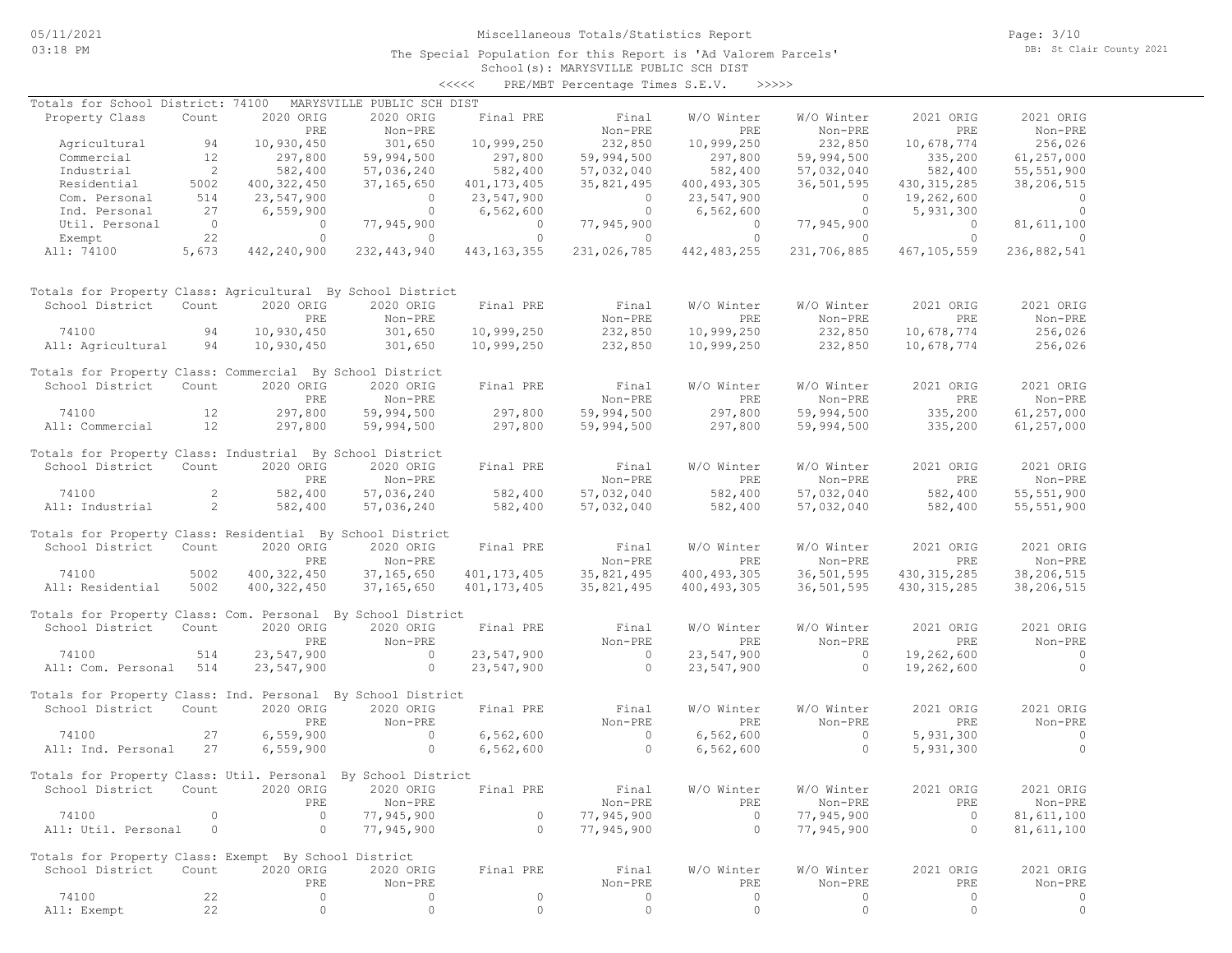Miscellaneous Totals/Statistics Report

The Special Population for this Report is 'Ad Valorem Parcels'

School(s): MARYSVILLE PUBLIC SCH DIST

<<<<< PRE/MBT Percentage Times S.E.V. >>>>>

### Totals for School District: 74100 MARYSVILLE PUBLIC SCH DIST

| Property Class | Count | 2020 ORIG PRE | 2020 ORIG Non-PRE | Final PRE | Final Non-PRE | W/O Winter PRE | W/O Winter Non-PRE | 2021 ORIG PRE | 2021 ORIG Non-PRE |
|---|---|---|---|---|---|---|---|---|---|
| Agricultural | 94 | 10,930,450 | 301,650 | 10,999,250 | 232,850 | 10,999,250 | 232,850 | 10,678,774 | 256,026 |
| Commercial | 12 | 297,800 | 59,994,500 | 297,800 | 59,994,500 | 297,800 | 59,994,500 | 335,200 | 61,257,000 |
| Industrial | 2 | 582,400 | 57,036,240 | 582,400 | 57,032,040 | 582,400 | 57,032,040 | 582,400 | 55,551,900 |
| Residential | 5002 | 400,322,450 | 37,165,650 | 401,173,405 | 35,821,495 | 400,493,305 | 36,501,595 | 430,315,285 | 38,206,515 |
| Com. Personal | 514 | 23,547,900 | 0 | 23,547,900 | 0 | 23,547,900 | 0 | 19,262,600 | 0 |
| Ind. Personal | 27 | 6,559,900 | 0 | 6,562,600 | 0 | 6,562,600 | 0 | 5,931,300 | 0 |
| Util. Personal | 0 | 0 | 77,945,900 | 0 | 77,945,900 | 0 | 77,945,900 | 0 | 81,611,100 |
| Exempt | 22 | 0 | 0 | 0 | 0 | 0 | 0 | 0 | 0 |
| All: 74100 | 5,673 | 442,240,900 | 232,443,940 | 443,163,355 | 231,026,785 | 442,483,255 | 231,706,885 | 467,105,559 | 236,882,541 |

### Totals for Property Class: Agricultural By School District

| School District | Count | 2020 ORIG PRE | 2020 ORIG Non-PRE | Final PRE | Final Non-PRE | W/O Winter PRE | W/O Winter Non-PRE | 2021 ORIG PRE | 2021 ORIG Non-PRE |
|---|---|---|---|---|---|---|---|---|---|
| 74100 | 94 | 10,930,450 | 301,650 | 10,999,250 | 232,850 | 10,999,250 | 232,850 | 10,678,774 | 256,026 |
| All: Agricultural | 94 | 10,930,450 | 301,650 | 10,999,250 | 232,850 | 10,999,250 | 232,850 | 10,678,774 | 256,026 |

### Totals for Property Class: Commercial By School District

| School District | Count | 2020 ORIG PRE | 2020 ORIG Non-PRE | Final PRE | Final Non-PRE | W/O Winter PRE | W/O Winter Non-PRE | 2021 ORIG PRE | 2021 ORIG Non-PRE |
|---|---|---|---|---|---|---|---|---|---|
| 74100 | 12 | 297,800 | 59,994,500 | 297,800 | 59,994,500 | 297,800 | 59,994,500 | 335,200 | 61,257,000 |
| All: Commercial | 12 | 297,800 | 59,994,500 | 297,800 | 59,994,500 | 297,800 | 59,994,500 | 335,200 | 61,257,000 |

### Totals for Property Class: Industrial By School District

| School District | Count | 2020 ORIG PRE | 2020 ORIG Non-PRE | Final PRE | Final Non-PRE | W/O Winter PRE | W/O Winter Non-PRE | 2021 ORIG PRE | 2021 ORIG Non-PRE |
|---|---|---|---|---|---|---|---|---|---|
| 74100 | 2 | 582,400 | 57,036,240 | 582,400 | 57,032,040 | 582,400 | 57,032,040 | 582,400 | 55,551,900 |
| All: Industrial | 2 | 582,400 | 57,036,240 | 582,400 | 57,032,040 | 582,400 | 57,032,040 | 582,400 | 55,551,900 |

### Totals for Property Class: Residential By School District

| School District | Count | 2020 ORIG PRE | 2020 ORIG Non-PRE | Final PRE | Final Non-PRE | W/O Winter PRE | W/O Winter Non-PRE | 2021 ORIG PRE | 2021 ORIG Non-PRE |
|---|---|---|---|---|---|---|---|---|---|
| 74100 | 5002 | 400,322,450 | 37,165,650 | 401,173,405 | 35,821,495 | 400,493,305 | 36,501,595 | 430,315,285 | 38,206,515 |
| All: Residential | 5002 | 400,322,450 | 37,165,650 | 401,173,405 | 35,821,495 | 400,493,305 | 36,501,595 | 430,315,285 | 38,206,515 |

### Totals for Property Class: Com. Personal By School District

| School District | Count | 2020 ORIG PRE | 2020 ORIG Non-PRE | Final PRE | Final Non-PRE | W/O Winter PRE | W/O Winter Non-PRE | 2021 ORIG PRE | 2021 ORIG Non-PRE |
|---|---|---|---|---|---|---|---|---|---|
| 74100 | 514 | 23,547,900 | 0 | 23,547,900 | 0 | 23,547,900 | 0 | 19,262,600 | 0 |
| All: Com. Personal | 514 | 23,547,900 | 0 | 23,547,900 | 0 | 23,547,900 | 0 | 19,262,600 | 0 |

### Totals for Property Class: Ind. Personal By School District

| School District | Count | 2020 ORIG PRE | 2020 ORIG Non-PRE | Final PRE | Final Non-PRE | W/O Winter PRE | W/O Winter Non-PRE | 2021 ORIG PRE | 2021 ORIG Non-PRE |
|---|---|---|---|---|---|---|---|---|---|
| 74100 | 27 | 6,559,900 | 0 | 6,562,600 | 0 | 6,562,600 | 0 | 5,931,300 | 0 |
| All: Ind. Personal | 27 | 6,559,900 | 0 | 6,562,600 | 0 | 6,562,600 | 0 | 5,931,300 | 0 |

### Totals for Property Class: Util. Personal By School District

| School District | Count | 2020 ORIG PRE | 2020 ORIG Non-PRE | Final PRE | Final Non-PRE | W/O Winter PRE | W/O Winter Non-PRE | 2021 ORIG PRE | 2021 ORIG Non-PRE |
|---|---|---|---|---|---|---|---|---|---|
| 74100 | 0 | 0 | 77,945,900 | 0 | 77,945,900 | 0 | 77,945,900 | 0 | 81,611,100 |
| All: Util. Personal | 0 | 0 | 77,945,900 | 0 | 77,945,900 | 0 | 77,945,900 | 0 | 81,611,100 |

### Totals for Property Class: Exempt By School District

| School District | Count | 2020 ORIG PRE | 2020 ORIG Non-PRE | Final PRE | Final Non-PRE | W/O Winter PRE | W/O Winter Non-PRE | 2021 ORIG PRE | 2021 ORIG Non-PRE |
|---|---|---|---|---|---|---|---|---|---|
| 74100 | 22 | 0 | 0 | 0 | 0 | 0 | 0 | 0 | 0 |
| All: Exempt | 22 | 0 | 0 | 0 | 0 | 0 | 0 | 0 | 0 |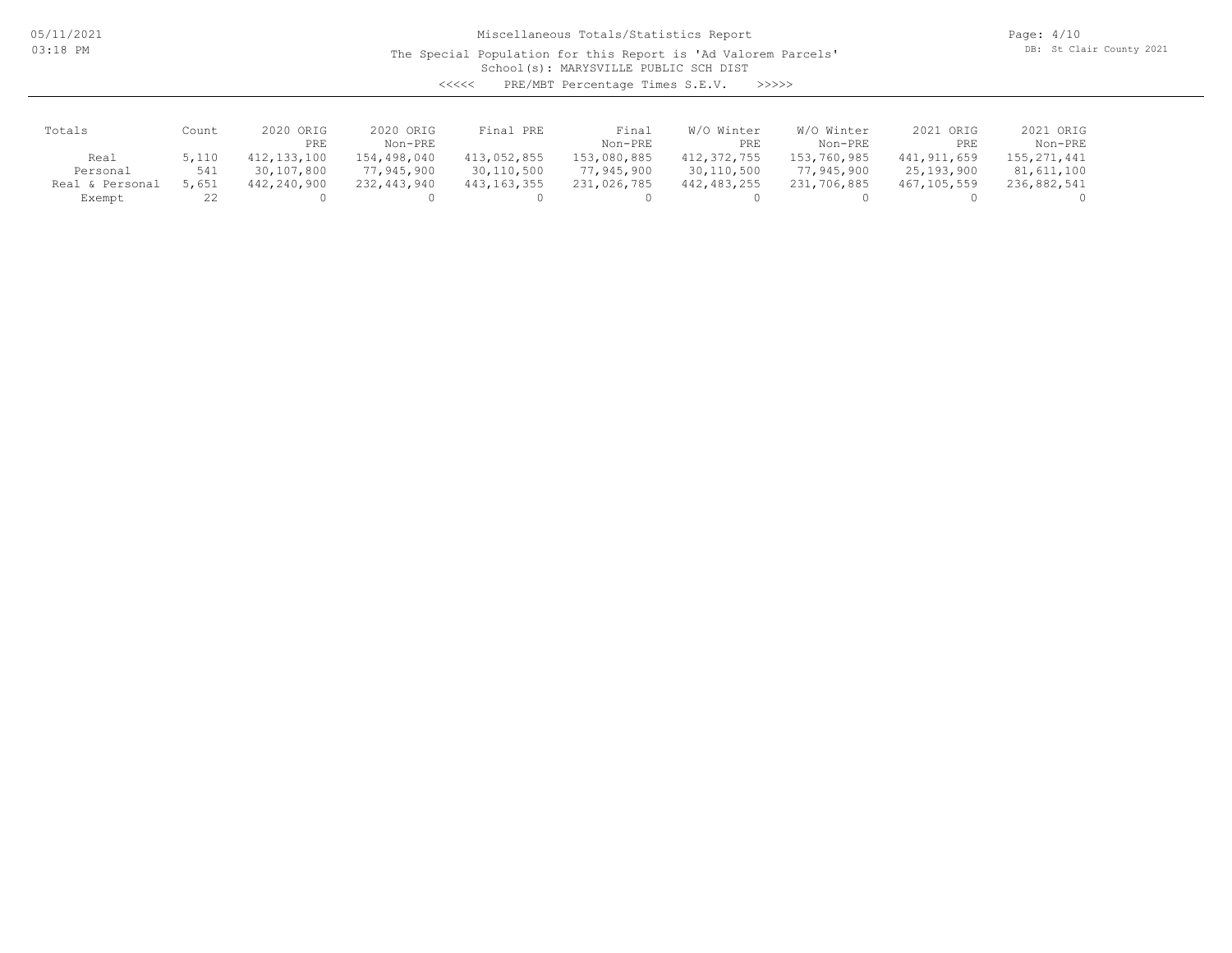Miscellaneous Totals/Statistics Report

The Special Population for this Report is 'Ad Valorem Parcels'

School(s): MARYSVILLE PUBLIC SCH DIST

<<<<< PRE/MBT Percentage Times S.E.V. >>>>>

| Totals | Count | 2020 ORIG PRE | 2020 ORIG Non-PRE | Final PRE | Final Non-PRE | W/O Winter PRE | W/O Winter Non-PRE | 2021 ORIG PRE | 2021 ORIG Non-PRE |
|---|---|---|---|---|---|---|---|---|---|
| Real | 5,110 | 412,133,100 | 154,498,040 | 413,052,855 | 153,080,885 | 412,372,755 | 153,760,985 | 441,911,659 | 155,271,441 |
| Personal | 541 | 30,107,800 | 77,945,900 | 30,110,500 | 77,945,900 | 30,110,500 | 77,945,900 | 25,193,900 | 81,611,100 |
| Real & Personal | 5,651 | 442,240,900 | 232,443,940 | 443,163,355 | 231,026,785 | 442,483,255 | 231,706,885 | 467,105,559 | 236,882,541 |
| Exempt | 22 | 0 | 0 | 0 | 0 | 0 | 0 | 0 | 0 |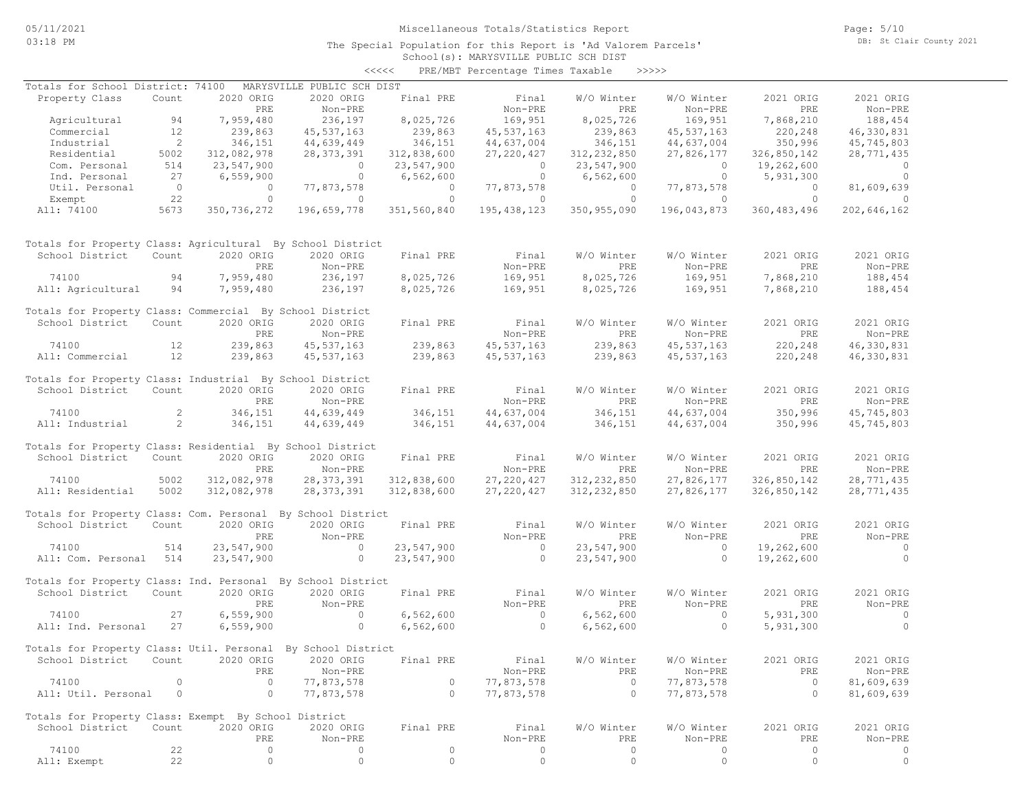05/11/2021
03:18 PM

# Miscellaneous Totals/Statistics Report

The Special Population for this Report is 'Ad Valorem Parcels'
School(s): MARYSVILLE PUBLIC SCH DIST
<<<<< PRE/MBT Percentage Times Taxable >>>>>

DB: St Clair County 2021

## Totals for School District: 74100 MARYSVILLE PUBLIC SCH DIST

| Property Class | Count | 2020 ORIG PRE | 2020 ORIG Non-PRE | Final PRE | Final Non-PRE | W/O Winter PRE | W/O Winter Non-PRE | 2021 ORIG PRE | 2021 ORIG Non-PRE |
|---|---|---|---|---|---|---|---|---|---|
| Agricultural | 94 | 7,959,480 | 236,197 | 8,025,726 | 169,951 | 8,025,726 | 169,951 | 7,868,210 | 188,454 |
| Commercial | 12 | 239,863 | 45,537,163 | 239,863 | 45,537,163 | 239,863 | 45,537,163 | 220,248 | 46,330,831 |
| Industrial | 2 | 346,151 | 44,639,449 | 346,151 | 44,637,004 | 346,151 | 44,637,004 | 350,996 | 45,745,803 |
| Residential | 5002 | 312,082,978 | 28,373,391 | 312,838,600 | 27,220,427 | 312,232,850 | 27,826,177 | 326,850,142 | 28,771,435 |
| Com. Personal | 514 | 23,547,900 | 0 | 23,547,900 | 0 | 23,547,900 | 0 | 19,262,600 | 0 |
| Ind. Personal | 27 | 6,559,900 | 0 | 6,562,600 | 0 | 6,562,600 | 0 | 5,931,300 | 0 |
| Util. Personal | 0 | 0 | 77,873,578 | 0 | 77,873,578 | 0 | 77,873,578 | 0 | 81,609,639 |
| Exempt | 22 | 0 | 0 | 0 | 0 | 0 | 0 | 0 | 0 |
| All: 74100 | 5673 | 350,736,272 | 196,659,778 | 351,560,840 | 195,438,123 | 350,955,090 | 196,043,873 | 360,483,496 | 202,646,162 |

## Totals for Property Class: Agricultural By School District

| School District | Count | 2020 ORIG PRE | 2020 ORIG Non-PRE | Final PRE | Final Non-PRE | W/O Winter PRE | W/O Winter Non-PRE | 2021 ORIG PRE | 2021 ORIG Non-PRE |
|---|---|---|---|---|---|---|---|---|---|
| 74100 | 94 | 7,959,480 | 236,197 | 8,025,726 | 169,951 | 8,025,726 | 169,951 | 7,868,210 | 188,454 |
| All: Agricultural | 94 | 7,959,480 | 236,197 | 8,025,726 | 169,951 | 8,025,726 | 169,951 | 7,868,210 | 188,454 |

## Totals for Property Class: Commercial By School District

| School District | Count | 2020 ORIG PRE | 2020 ORIG Non-PRE | Final PRE | Final Non-PRE | W/O Winter PRE | W/O Winter Non-PRE | 2021 ORIG PRE | 2021 ORIG Non-PRE |
|---|---|---|---|---|---|---|---|---|---|
| 74100 | 12 | 239,863 | 45,537,163 | 239,863 | 45,537,163 | 239,863 | 45,537,163 | 220,248 | 46,330,831 |
| All: Commercial | 12 | 239,863 | 45,537,163 | 239,863 | 45,537,163 | 239,863 | 45,537,163 | 220,248 | 46,330,831 |

## Totals for Property Class: Industrial By School District

| School District | Count | 2020 ORIG PRE | 2020 ORIG Non-PRE | Final PRE | Final Non-PRE | W/O Winter PRE | W/O Winter Non-PRE | 2021 ORIG PRE | 2021 ORIG Non-PRE |
|---|---|---|---|---|---|---|---|---|---|
| 74100 | 2 | 346,151 | 44,639,449 | 346,151 | 44,637,004 | 346,151 | 44,637,004 | 350,996 | 45,745,803 |
| All: Industrial | 2 | 346,151 | 44,639,449 | 346,151 | 44,637,004 | 346,151 | 44,637,004 | 350,996 | 45,745,803 |

## Totals for Property Class: Residential By School District

| School District | Count | 2020 ORIG PRE | 2020 ORIG Non-PRE | Final PRE | Final Non-PRE | W/O Winter PRE | W/O Winter Non-PRE | 2021 ORIG PRE | 2021 ORIG Non-PRE |
|---|---|---|---|---|---|---|---|---|---|
| 74100 | 5002 | 312,082,978 | 28,373,391 | 312,838,600 | 27,220,427 | 312,232,850 | 27,826,177 | 326,850,142 | 28,771,435 |
| All: Residential | 5002 | 312,082,978 | 28,373,391 | 312,838,600 | 27,220,427 | 312,232,850 | 27,826,177 | 326,850,142 | 28,771,435 |

## Totals for Property Class: Com. Personal By School District

| School District | Count | 2020 ORIG PRE | 2020 ORIG Non-PRE | Final PRE | Final Non-PRE | W/O Winter PRE | W/O Winter Non-PRE | 2021 ORIG PRE | 2021 ORIG Non-PRE |
|---|---|---|---|---|---|---|---|---|---|
| 74100 | 514 | 23,547,900 | 0 | 23,547,900 | 0 | 23,547,900 | 0 | 19,262,600 | 0 |
| All: Com. Personal | 514 | 23,547,900 | 0 | 23,547,900 | 0 | 23,547,900 | 0 | 19,262,600 | 0 |

## Totals for Property Class: Ind. Personal By School District

| School District | Count | 2020 ORIG PRE | 2020 ORIG Non-PRE | Final PRE | Final Non-PRE | W/O Winter PRE | W/O Winter Non-PRE | 2021 ORIG PRE | 2021 ORIG Non-PRE |
|---|---|---|---|---|---|---|---|---|---|
| 74100 | 27 | 6,559,900 | 0 | 6,562,600 | 0 | 6,562,600 | 0 | 5,931,300 | 0 |
| All: Ind. Personal | 27 | 6,559,900 | 0 | 6,562,600 | 0 | 6,562,600 | 0 | 5,931,300 | 0 |

## Totals for Property Class: Util. Personal By School District

| School District | Count | 2020 ORIG PRE | 2020 ORIG Non-PRE | Final PRE | Final Non-PRE | W/O Winter PRE | W/O Winter Non-PRE | 2021 ORIG PRE | 2021 ORIG Non-PRE |
|---|---|---|---|---|---|---|---|---|---|
| 74100 | 0 | 0 | 77,873,578 | 0 | 77,873,578 | 0 | 77,873,578 | 0 | 81,609,639 |
| All: Util. Personal | 0 | 0 | 77,873,578 | 0 | 77,873,578 | 0 | 77,873,578 | 0 | 81,609,639 |

## Totals for Property Class: Exempt By School District

| School District | Count | 2020 ORIG PRE | 2020 ORIG Non-PRE | Final PRE | Final Non-PRE | W/O Winter PRE | W/O Winter Non-PRE | 2021 ORIG PRE | 2021 ORIG Non-PRE |
|---|---|---|---|---|---|---|---|---|---|
| 74100 | 22 | 0 | 0 | 0 | 0 | 0 | 0 | 0 | 0 |
| All: Exempt | 22 | 0 | 0 | 0 | 0 | 0 | 0 | 0 | 0 |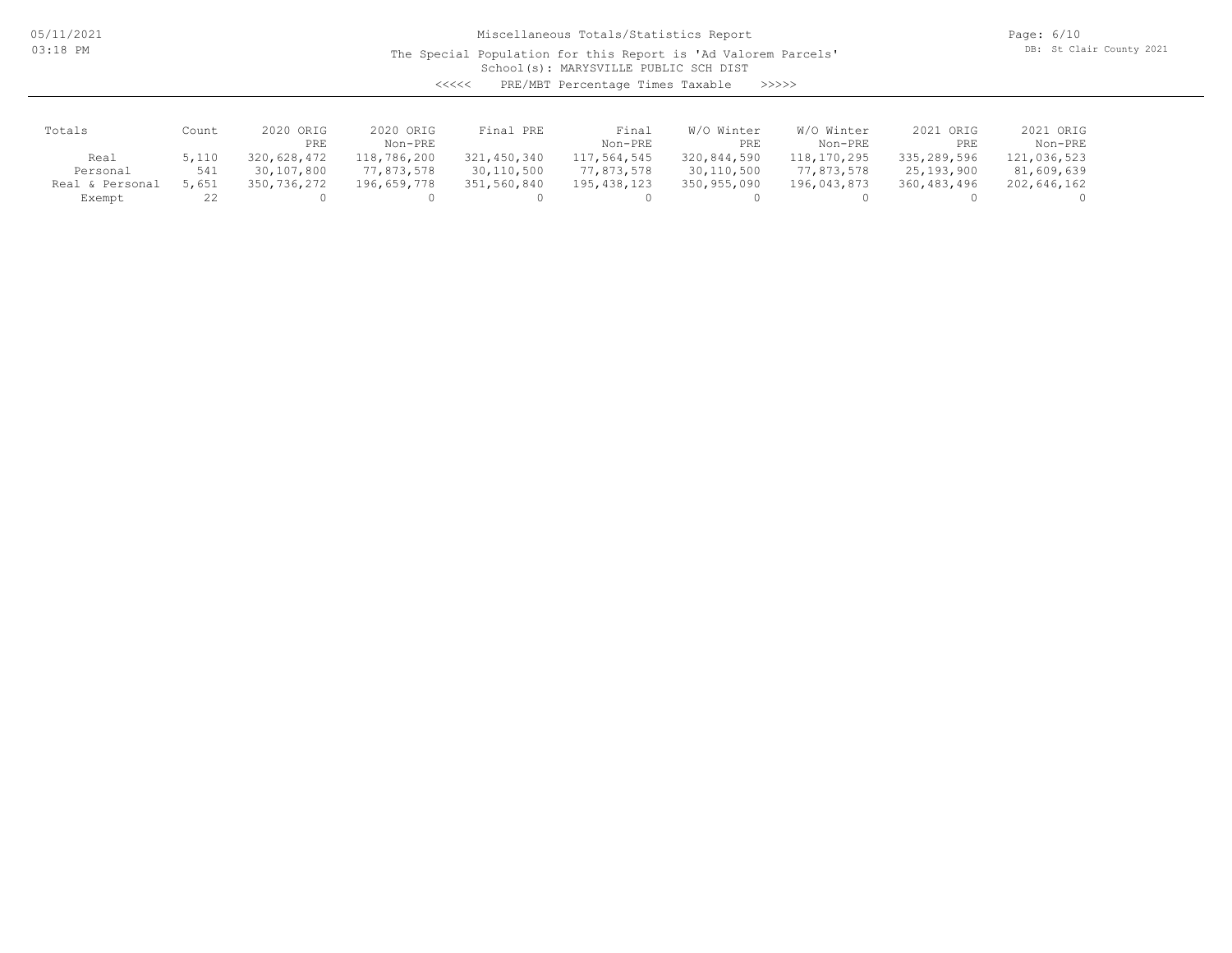Miscellaneous Totals/Statistics Report

The Special Population for this Report is 'Ad Valorem Parcels'

School(s): MARYSVILLE PUBLIC SCH DIST

<<<<< PRE/MBT Percentage Times Taxable >>>>>

| Totals | Count | 2020 ORIG PRE | 2020 ORIG Non-PRE | Final PRE | Final Non-PRE | W/O Winter PRE | W/O Winter Non-PRE | 2021 ORIG PRE | 2021 ORIG Non-PRE |
|---|---|---|---|---|---|---|---|---|---|
| Real | 5,110 | 320,628,472 | 118,786,200 | 321,450,340 | 117,564,545 | 320,844,590 | 118,170,295 | 335,289,596 | 121,036,523 |
| Personal | 541 | 30,107,800 | 77,873,578 | 30,110,500 | 77,873,578 | 30,110,500 | 77,873,578 | 25,193,900 | 81,609,639 |
| Real & Personal | 5,651 | 350,736,272 | 196,659,778 | 351,560,840 | 195,438,123 | 350,955,090 | 196,043,873 | 360,483,496 | 202,646,162 |
| Exempt | 22 | 0 | 0 | 0 | 0 | 0 | 0 | 0 | 0 |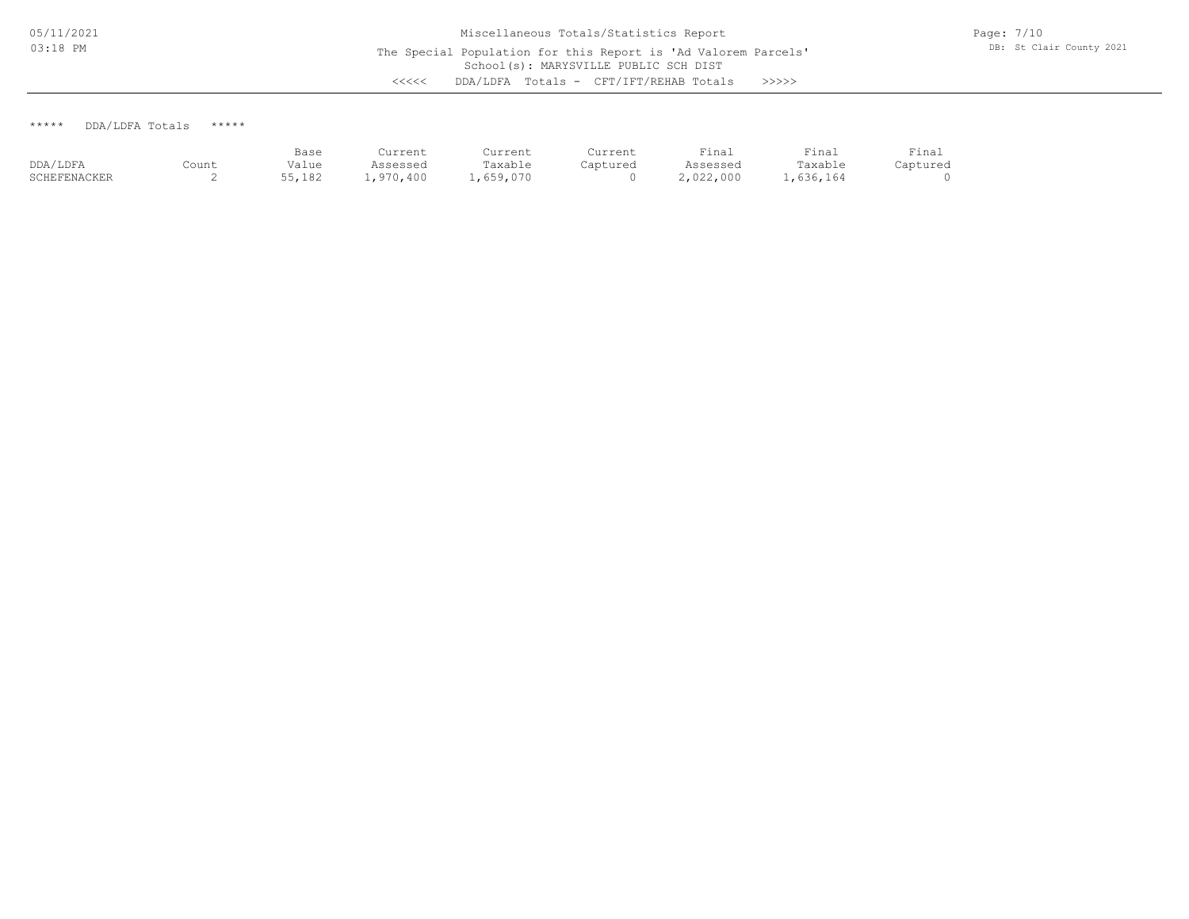Miscellaneous Totals/Statistics Report

The Special Population for this Report is 'Ad Valorem Parcels'

School(s): MARYSVILLE PUBLIC SCH DIST

<<<<< DDA/LDFA Totals - CFT/IFT/REHAB Totals >>>>>

***** DDA/LDFA Totals *****

| DDA/LDFA | Count | Base Value | Current Assessed | Current Taxable | Current Captured | Final Assessed | Final Taxable | Final Captured |
|---|---|---|---|---|---|---|---|---|
| SCHEFENACKER | 2 | 55,182 | 1,970,400 | 1,659,070 | 0 | 2,022,000 | 1,636,164 | 0 |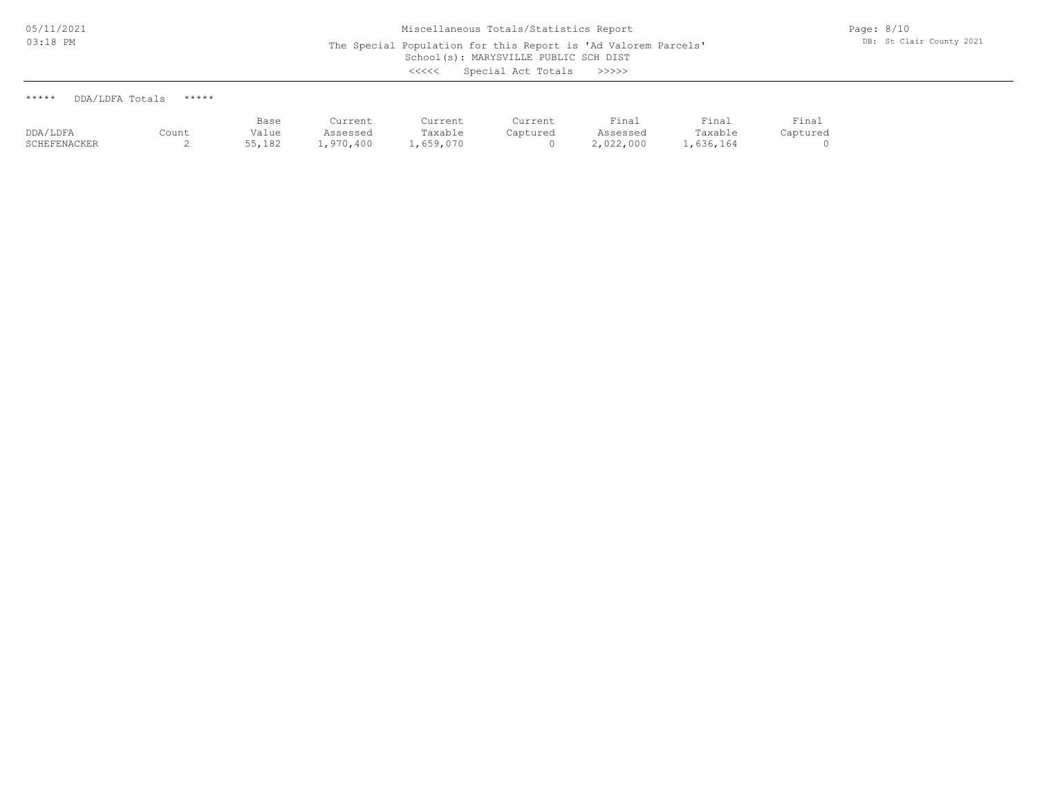Miscellaneous Totals/Statistics Report

The Special Population for this Report is 'Ad Valorem Parcels'

School(s): MARYSVILLE PUBLIC SCH DIST

<<<<< Special Act Totals >>>>>

***** DDA/LDFA Totals *****

| DDA/LDFA | Count | Base Value | Current Assessed | Current Taxable | Current Captured | Final Assessed | Final Taxable | Final Captured |
|---|---|---|---|---|---|---|---|---|
| SCHEFENACKER | 2 | 55,182 | 1,970,400 | 1,659,070 | 0 | 2,022,000 | 1,636,164 | 0 |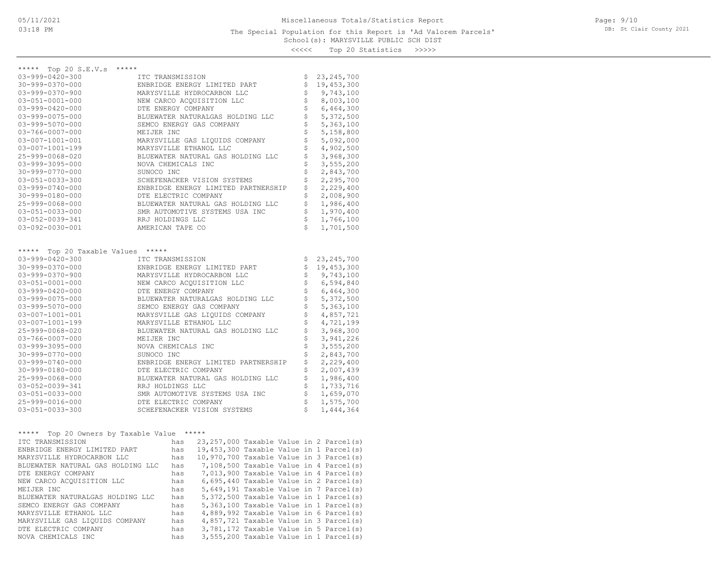Miscellaneous Totals/Statistics Report

The Special Population for this Report is 'Ad Valorem Parcels'

School(s): MARYSVILLE PUBLIC SCH DIST

<<<<< Top 20 Statistics >>>>>

***** Top 20 S.E.V.s *****

| Parcel | Owner | S.E.V. |
|---|---|---|
| 03-999-0420-300 | ITC TRANSMISSION | $ 23,245,700 |
| 30-999-0370-000 | ENBRIDGE ENERGY LIMITED PART | $ 19,453,300 |
| 03-999-0370-900 | MARYSVILLE HYDROCARBON LLC | $ 9,743,100 |
| 03-051-0001-000 | NEW CARCO ACQUISITION LLC | $ 8,003,100 |
| 03-999-0420-000 | DTE ENERGY COMPANY | $ 6,464,300 |
| 03-999-0075-000 | BLUEWATER NATURALGAS HOLDING LLC | $ 5,372,500 |
| 03-999-5070-000 | SEMCO ENERGY GAS COMPANY | $ 5,363,100 |
| 03-766-0007-000 | MEIJER INC | $ 5,158,800 |
| 03-007-1001-001 | MARYSVILLE GAS LIQUIDS COMPANY | $ 5,092,000 |
| 03-007-1001-199 | MARYSVILLE ETHANOL LLC | $ 4,902,500 |
| 25-999-0068-020 | BLUEWATER NATURAL GAS HOLDING LLC | $ 3,968,300 |
| 03-999-3095-000 | NOVA CHEMICALS INC | $ 3,555,200 |
| 30-999-0770-000 | SUNOCO INC | $ 2,843,700 |
| 03-051-0033-300 | SCHEFENACKER VISION SYSTEMS | $ 2,295,700 |
| 03-999-0740-000 | ENBRIDGE ENERGY LIMITED PARTNERSHIP | $ 2,229,400 |
| 30-999-0180-000 | DTE ELECTRIC COMPANY | $ 2,008,900 |
| 25-999-0068-000 | BLUEWATER NATURAL GAS HOLDING LLC | $ 1,986,400 |
| 03-051-0033-000 | SMR AUTOMOTIVE SYSTEMS USA INC | $ 1,970,400 |
| 03-052-0039-341 | RRJ HOLDINGS LLC | $ 1,766,100 |
| 03-092-0030-001 | AMERICAN TAPE CO | $ 1,701,500 |

***** Top 20 Taxable Values *****

| Parcel | Owner | Taxable Value |
|---|---|---|
| 03-999-0420-300 | ITC TRANSMISSION | $ 23,245,700 |
| 30-999-0370-000 | ENBRIDGE ENERGY LIMITED PART | $ 19,453,300 |
| 03-999-0370-900 | MARYSVILLE HYDROCARBON LLC | $ 9,743,100 |
| 03-051-0001-000 | NEW CARCO ACQUISITION LLC | $ 6,594,840 |
| 03-999-0420-000 | DTE ENERGY COMPANY | $ 6,464,300 |
| 03-999-0075-000 | BLUEWATER NATURALGAS HOLDING LLC | $ 5,372,500 |
| 03-999-5070-000 | SEMCO ENERGY GAS COMPANY | $ 5,363,100 |
| 03-007-1001-001 | MARYSVILLE GAS LIQUIDS COMPANY | $ 4,857,721 |
| 03-007-1001-199 | MARYSVILLE ETHANOL LLC | $ 4,721,199 |
| 25-999-0068-020 | BLUEWATER NATURAL GAS HOLDING LLC | $ 3,968,300 |
| 03-766-0007-000 | MEIJER INC | $ 3,941,226 |
| 03-999-3095-000 | NOVA CHEMICALS INC | $ 3,555,200 |
| 30-999-0770-000 | SUNOCO INC | $ 2,843,700 |
| 03-999-0740-000 | ENBRIDGE ENERGY LIMITED PARTNERSHIP | $ 2,229,400 |
| 30-999-0180-000 | DTE ELECTRIC COMPANY | $ 2,007,439 |
| 25-999-0068-000 | BLUEWATER NATURAL GAS HOLDING LLC | $ 1,986,400 |
| 03-052-0039-341 | RRJ HOLDINGS LLC | $ 1,733,716 |
| 03-051-0033-000 | SMR AUTOMOTIVE SYSTEMS USA INC | $ 1,659,070 |
| 25-999-0016-000 | DTE ELECTRIC COMPANY | $ 1,575,700 |
| 03-051-0033-300 | SCHEFENACKER VISION SYSTEMS | $ 1,444,364 |

***** Top 20 Owners by Taxable Value *****

| Owner | | Taxable Value |
|---|---|---|
| ITC TRANSMISSION | has | 23,257,000 Taxable Value in 2 Parcel(s) |
| ENBRIDGE ENERGY LIMITED PART | has | 19,453,300 Taxable Value in 1 Parcel(s) |
| MARYSVILLE HYDROCARBON LLC | has | 10,970,700 Taxable Value in 3 Parcel(s) |
| BLUEWATER NATURAL GAS HOLDING LLC | has | 7,108,500 Taxable Value in 4 Parcel(s) |
| DTE ENERGY COMPANY | has | 7,013,900 Taxable Value in 4 Parcel(s) |
| NEW CARCO ACQUISITION LLC | has | 6,695,440 Taxable Value in 2 Parcel(s) |
| MEIJER INC | has | 5,649,191 Taxable Value in 7 Parcel(s) |
| BLUEWATER NATURALGAS HOLDING LLC | has | 5,372,500 Taxable Value in 1 Parcel(s) |
| SEMCO ENERGY GAS COMPANY | has | 5,363,100 Taxable Value in 1 Parcel(s) |
| MARYSVILLE ETHANOL LLC | has | 4,889,992 Taxable Value in 6 Parcel(s) |
| MARYSVILLE GAS LIQUIDS COMPANY | has | 4,857,721 Taxable Value in 3 Parcel(s) |
| DTE ELECTRIC COMPANY | has | 3,781,172 Taxable Value in 5 Parcel(s) |
| NOVA CHEMICALS INC | has | 3,555,200 Taxable Value in 1 Parcel(s) |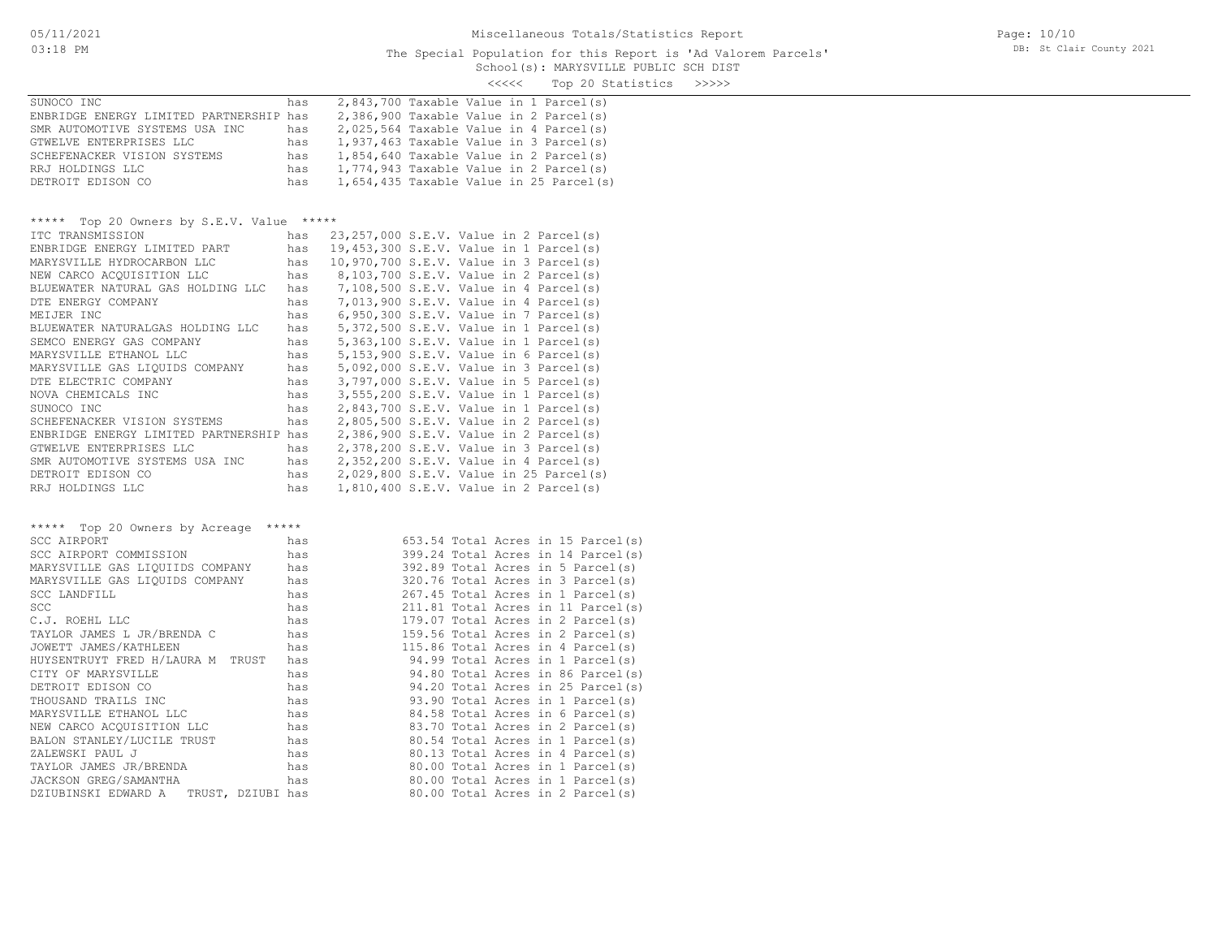Miscellaneous Totals/Statistics Report

The Special Population for this Report is 'Ad Valorem Parcels'

School(s): MARYSVILLE PUBLIC SCH DIST

<<<<< Top 20 Statistics >>>>>

| | | |
|---|---|---|
| SUNOCO INC | has | 2,843,700 Taxable Value in 1 Parcel(s) |
| ENBRIDGE ENERGY LIMITED PARTNERSHIP | has | 2,386,900 Taxable Value in 2 Parcel(s) |
| SMR AUTOMOTIVE SYSTEMS USA INC | has | 2,025,564 Taxable Value in 4 Parcel(s) |
| GTWELVE ENTERPRISES LLC | has | 1,937,463 Taxable Value in 3 Parcel(s) |
| SCHEFENACKER VISION SYSTEMS | has | 1,854,640 Taxable Value in 2 Parcel(s) |
| RRJ HOLDINGS LLC | has | 1,774,943 Taxable Value in 2 Parcel(s) |
| DETROIT EDISON CO | has | 1,654,435 Taxable Value in 25 Parcel(s) |

***** Top 20 Owners by S.E.V. Value *****

| | | |
|---|---|---|
| ITC TRANSMISSION | has | 23,257,000 S.E.V. Value in 2 Parcel(s) |
| ENBRIDGE ENERGY LIMITED PART | has | 19,453,300 S.E.V. Value in 1 Parcel(s) |
| MARYSVILLE HYDROCARBON LLC | has | 10,970,700 S.E.V. Value in 3 Parcel(s) |
| NEW CARCO ACQUISITION LLC | has | 8,103,700 S.E.V. Value in 2 Parcel(s) |
| BLUEWATER NATURAL GAS HOLDING LLC | has | 7,108,500 S.E.V. Value in 4 Parcel(s) |
| DTE ENERGY COMPANY | has | 7,013,900 S.E.V. Value in 4 Parcel(s) |
| MEIJER INC | has | 6,950,300 S.E.V. Value in 7 Parcel(s) |
| BLUEWATER NATURALGAS HOLDING LLC | has | 5,372,500 S.E.V. Value in 1 Parcel(s) |
| SEMCO ENERGY GAS COMPANY | has | 5,363,100 S.E.V. Value in 1 Parcel(s) |
| MARYSVILLE ETHANOL LLC | has | 5,153,900 S.E.V. Value in 6 Parcel(s) |
| MARYSVILLE GAS LIQUIDS COMPANY | has | 5,092,000 S.E.V. Value in 3 Parcel(s) |
| DTE ELECTRIC COMPANY | has | 3,797,000 S.E.V. Value in 5 Parcel(s) |
| NOVA CHEMICALS INC | has | 3,555,200 S.E.V. Value in 1 Parcel(s) |
| SUNOCO INC | has | 2,843,700 S.E.V. Value in 1 Parcel(s) |
| SCHEFENACKER VISION SYSTEMS | has | 2,805,500 S.E.V. Value in 2 Parcel(s) |
| ENBRIDGE ENERGY LIMITED PARTNERSHIP | has | 2,386,900 S.E.V. Value in 2 Parcel(s) |
| GTWELVE ENTERPRISES LLC | has | 2,378,200 S.E.V. Value in 3 Parcel(s) |
| SMR AUTOMOTIVE SYSTEMS USA INC | has | 2,352,200 S.E.V. Value in 4 Parcel(s) |
| DETROIT EDISON CO | has | 2,029,800 S.E.V. Value in 25 Parcel(s) |
| RRJ HOLDINGS LLC | has | 1,810,400 S.E.V. Value in 2 Parcel(s) |

***** Top 20 Owners by Acreage *****

| | | |
|---|---|---|
| SCC AIRPORT | has | 653.54 Total Acres in 15 Parcel(s) |
| SCC AIRPORT COMMISSION | has | 399.24 Total Acres in 14 Parcel(s) |
| MARYSVILLE GAS LIQUIIDS COMPANY | has | 392.89 Total Acres in 5 Parcel(s) |
| MARYSVILLE GAS LIQUIDS COMPANY | has | 320.76 Total Acres in 3 Parcel(s) |
| SCC LANDFILL | has | 267.45 Total Acres in 1 Parcel(s) |
| SCC | has | 211.81 Total Acres in 11 Parcel(s) |
| C.J. ROEHL LLC | has | 179.07 Total Acres in 2 Parcel(s) |
| TAYLOR JAMES L JR/BRENDA C | has | 159.56 Total Acres in 2 Parcel(s) |
| JOWETT JAMES/KATHLEEN | has | 115.86 Total Acres in 4 Parcel(s) |
| HUYSENTRUYT FRED H/LAURA M TRUST | has | 94.99 Total Acres in 1 Parcel(s) |
| CITY OF MARYSVILLE | has | 94.80 Total Acres in 86 Parcel(s) |
| DETROIT EDISON CO | has | 94.20 Total Acres in 25 Parcel(s) |
| THOUSAND TRAILS INC | has | 93.90 Total Acres in 1 Parcel(s) |
| MARYSVILLE ETHANOL LLC | has | 84.58 Total Acres in 6 Parcel(s) |
| NEW CARCO ACQUISITION LLC | has | 83.70 Total Acres in 2 Parcel(s) |
| BALON STANLEY/LUCILE TRUST | has | 80.54 Total Acres in 1 Parcel(s) |
| ZALEWSKI PAUL J | has | 80.13 Total Acres in 4 Parcel(s) |
| TAYLOR JAMES JR/BRENDA | has | 80.00 Total Acres in 1 Parcel(s) |
| JACKSON GREG/SAMANTHA | has | 80.00 Total Acres in 1 Parcel(s) |
| DZIUBINSKI EDWARD A TRUST, DZIUBI | has | 80.00 Total Acres in 2 Parcel(s) |